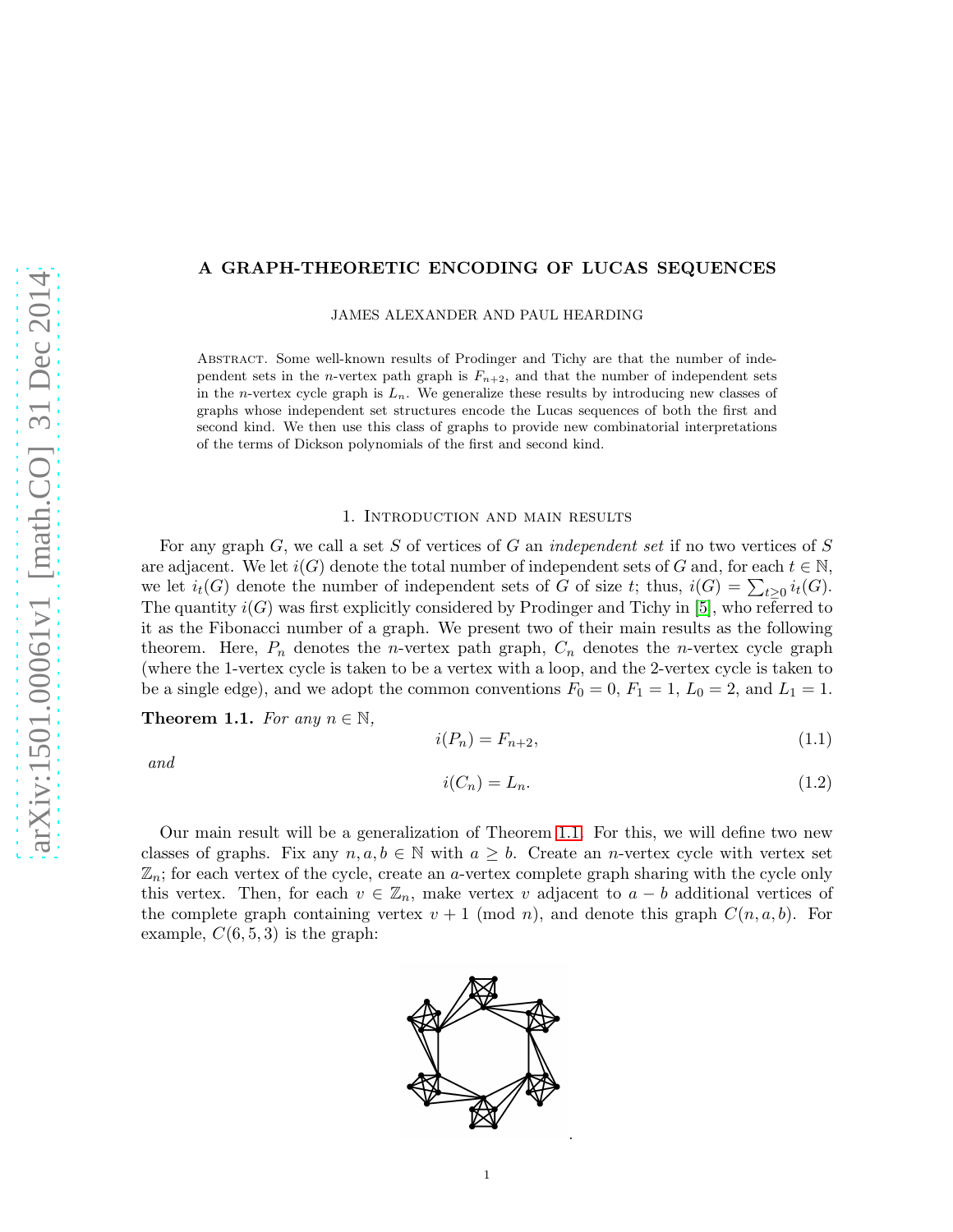# A GRAPH-THEORETIC ENCODING OF LUCAS SEQUENCES

JAMES ALEXANDER AND PAUL HEARDING

Abstract. Some well-known results of Prodinger and Tichy are that the number of independent sets in the $n$-vertex path graph is $F_{n+2}$, and that the number of independent sets in the $n$-vertex cycle graph is $L_n$. We generalize these results by introducing new classes of graphs whose independent set structures encode the Lucas sequences of both the first and second kind. We then use this class of graphs to provide new combinatorial interpretations of the terms of Dickson polynomials of the first and second kind.

## 1. Introduction and main results

For any graph $G$, we call a set $S$ of vertices of $G$ an *independent set* if no two vertices of $S$ are adjacent. We let $i(G)$ denote the total number of independent sets of $G$ and, for each $t \in \mathbb{N}$, we let $i_t(G)$ denote the number of independent sets of $G$ of size $t$; thus, $i(G) = \sum_{t\geq 0} i_t(G)$. The quantity $i(G)$ was first explicitly considered by Prodinger and Tichy in [5], who referred to it as the Fibonacci number of a graph. We present two of their main results as the following theorem. Here, $P_n$ denotes the $n$-vertex path graph, $C_n$ denotes the $n$-vertex cycle graph (where the 1-vertex cycle is taken to be a vertex with a loop, and the 2-vertex cycle is taken to be a single edge), and we adopt the common conventions $F_0 = 0$, $F_1 = 1$, $L_0 = 2$, and $L_1 = 1$.

**Theorem 1.1.** *For any $n \in \mathbb{N}$,*

$$i(P_n) = F_{n+2}, \tag{1.1}$$

*and*

$$i(C_n) = L_n. \tag{1.2}$$

Our main result will be a generalization of Theorem 1.1. For this, we will define two new classes of graphs. Fix any $n, a, b \in \mathbb{N}$ with $a \geq b$. Create an $n$-vertex cycle with vertex set $\mathbb{Z}_n$; for each vertex of the cycle, create an $a$-vertex complete graph sharing with the cycle only this vertex. Then, for each $v \in \mathbb{Z}_n$, make vertex $v$ adjacent to $a - b$ additional vertices of the complete graph containing vertex $v + 1 \pmod{n}$, and denote this graph $C(n, a, b)$. For example, $C(6, 5, 3)$ is the graph: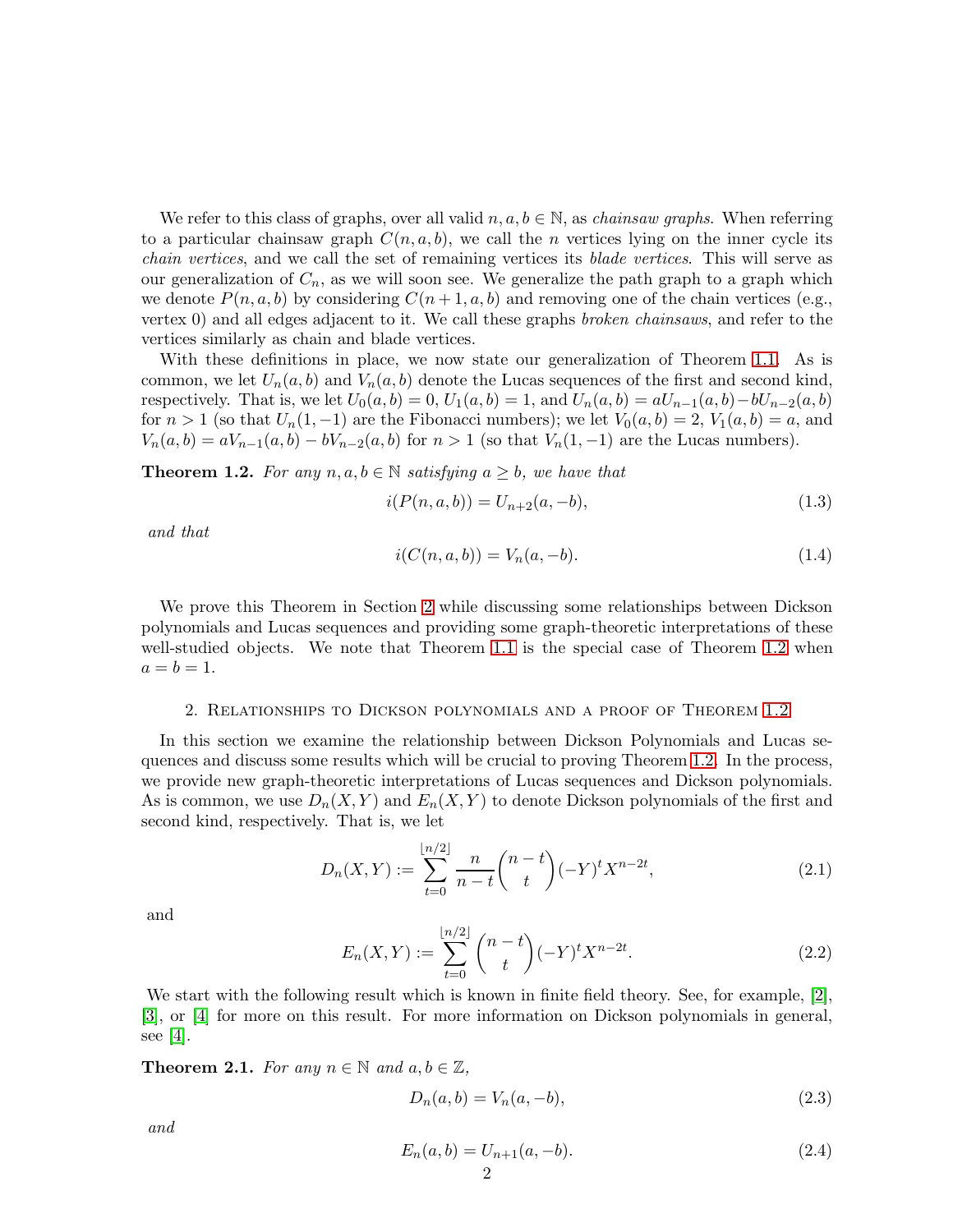We refer to this class of graphs, over all valid $n, a, b \in \mathbb{N}$, as *chainsaw graphs*. When referring to a particular chainsaw graph $C(n, a, b)$, we call the $n$ vertices lying on the inner cycle its *chain vertices*, and we call the set of remaining vertices its *blade vertices*. This will serve as our generalization of $C_n$, as we will soon see. We generalize the path graph to a graph which we denote $P(n, a, b)$ by considering $C(n+1, a, b)$ and removing one of the chain vertices (e.g., vertex 0) and all edges adjacent to it. We call these graphs *broken chainsaws*, and refer to the vertices similarly as chain and blade vertices.

With these definitions in place, we now state our generalization of Theorem 1.1. As is common, we let $U_n(a, b)$ and $V_n(a, b)$ denote the Lucas sequences of the first and second kind, respectively. That is, we let $U_0(a, b) = 0$, $U_1(a, b) = 1$, and $U_n(a, b) = aU_{n-1}(a, b) - bU_{n-2}(a, b)$ for $n > 1$ (so that $U_n(1, -1)$ are the Fibonacci numbers); we let $V_0(a, b) = 2$, $V_1(a, b) = a$, and $V_n(a, b) = aV_{n-1}(a, b) - bV_{n-2}(a, b)$ for $n > 1$ (so that $V_n(1, -1)$ are the Lucas numbers).

**Theorem 1.2.** *For any $n, a, b \in \mathbb{N}$ satisfying $a \geq b$, we have that*

$$i(P(n, a, b)) = U_{n+2}(a, -b), \tag{1.3}$$

*and that*

$$i(C(n, a, b)) = V_n(a, -b). \tag{1.4}$$

We prove this Theorem in Section 2 while discussing some relationships between Dickson polynomials and Lucas sequences and providing some graph-theoretic interpretations of these well-studied objects. We note that Theorem 1.1 is the special case of Theorem 1.2 when $a = b = 1$.

## 2. Relationships to Dickson polynomials and a proof of Theorem 1.2

In this section we examine the relationship between Dickson Polynomials and Lucas sequences and discuss some results which will be crucial to proving Theorem 1.2. In the process, we provide new graph-theoretic interpretations of Lucas sequences and Dickson polynomials. As is common, we use $D_n(X, Y)$ and $E_n(X, Y)$ to denote Dickson polynomials of the first and second kind, respectively. That is, we let

$$D_n(X, Y) := \sum_{t=0}^{\lfloor n/2 \rfloor} \frac{n}{n-t} \binom{n-t}{t} (-Y)^t X^{n-2t}, \tag{2.1}$$

and

$$E_n(X, Y) := \sum_{t=0}^{\lfloor n/2 \rfloor} \binom{n-t}{t} (-Y)^t X^{n-2t}. \tag{2.2}$$

We start with the following result which is known in finite field theory. See, for example, [2], [3], or [4] for more on this result. For more information on Dickson polynomials in general, see [4].

**Theorem 2.1.** *For any $n \in \mathbb{N}$ and $a, b \in \mathbb{Z}$,*

$$D_n(a, b) = V_n(a, -b), \tag{2.3}$$

*and*

$$E_n(a, b) = U_{n+1}(a, -b). \tag{2.4}$$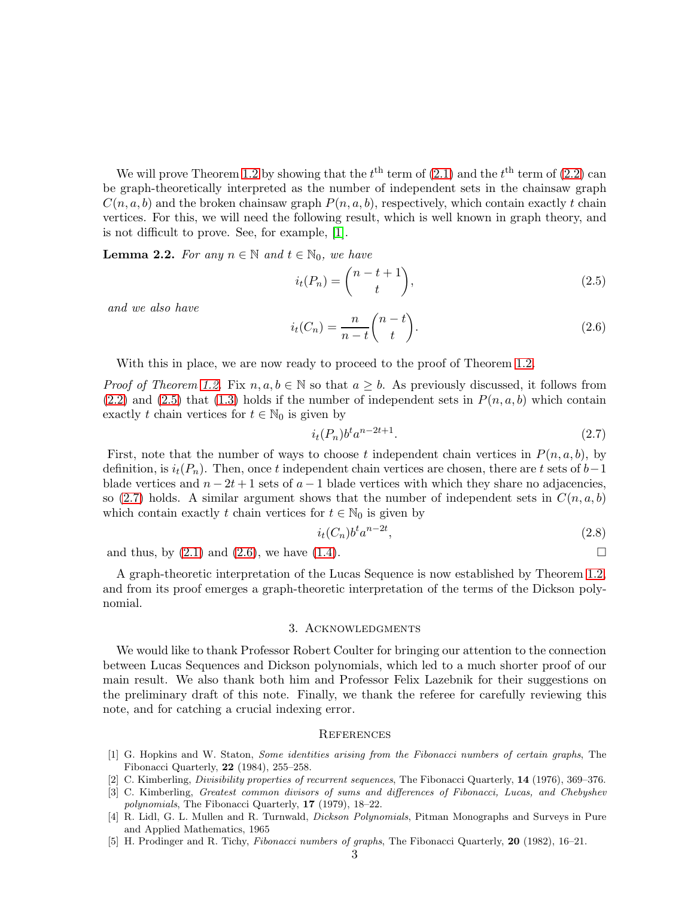We will prove Theorem 1.2 by showing that the $t^{\text{th}}$ term of (2.1) and the $t^{\text{th}}$ term of (2.2) can be graph-theoretically interpreted as the number of independent sets in the chainsaw graph $C(n,a,b)$ and the broken chainsaw graph $P(n,a,b)$, respectively, which contain exactly $t$ chain vertices. For this, we will need the following result, which is well known in graph theory, and is not difficult to prove. See, for example, [1].

**Lemma 2.2.** *For any $n \in \mathbb{N}$ and $t \in \mathbb{N}_0$, we have*

$$i_t(P_n) = \binom{n-t+1}{t}, \tag{2.5}$$

*and we also have*

$$i_t(C_n) = \frac{n}{n-t}\binom{n-t}{t}. \tag{2.6}$$

With this in place, we are now ready to proceed to the proof of Theorem 1.2.

*Proof of Theorem 1.2.* Fix $n, a, b \in \mathbb{N}$ so that $a \geq b$. As previously discussed, it follows from (2.2) and (2.5) that (1.3) holds if the number of independent sets in $P(n,a,b)$ which contain exactly $t$ chain vertices for $t \in \mathbb{N}_0$ is given by

$$i_t(P_n)b^t a^{n-2t+1}. \tag{2.7}$$

First, note that the number of ways to choose $t$ independent chain vertices in $P(n,a,b)$, by definition, is $i_t(P_n)$. Then, once $t$ independent chain vertices are chosen, there are $t$ sets of $b-1$ blade vertices and $n-2t+1$ sets of $a-1$ blade vertices with which they share no adjacencies, so (2.7) holds. A similar argument shows that the number of independent sets in $C(n,a,b)$ which contain exactly $t$ chain vertices for $t \in \mathbb{N}_0$ is given by

$$i_t(C_n)b^t a^{n-2t}, \tag{2.8}$$

and thus, by (2.1) and (2.6), we have (1.4). $\square$

A graph-theoretic interpretation of the Lucas Sequence is now established by Theorem 1.2, and from its proof emerges a graph-theoretic interpretation of the terms of the Dickson polynomial.

## 3. Acknowledgments

We would like to thank Professor Robert Coulter for bringing our attention to the connection between Lucas Sequences and Dickson polynomials, which led to a much shorter proof of our main result. We also thank both him and Professor Felix Lazebnik for their suggestions on the preliminary draft of this note. Finally, we thank the referee for carefully reviewing this note, and for catching a crucial indexing error.

## References

[1] G. Hopkins and W. Staton, *Some identities arising from the Fibonacci numbers of certain graphs*, The Fibonacci Quarterly, **22** (1984), 255–258.

[2] C. Kimberling, *Divisibility properties of recurrent sequences*, The Fibonacci Quarterly, **14** (1976), 369–376.

[3] C. Kimberling, *Greatest common divisors of sums and differences of Fibonacci, Lucas, and Chebyshev polynomials*, The Fibonacci Quarterly, **17** (1979), 18–22.

[4] R. Lidl, G. L. Mullen and R. Turnwald, *Dickson Polynomials*, Pitman Monographs and Surveys in Pure and Applied Mathematics, 1965

[5] H. Prodinger and R. Tichy, *Fibonacci numbers of graphs*, The Fibonacci Quarterly, **20** (1982), 16–21.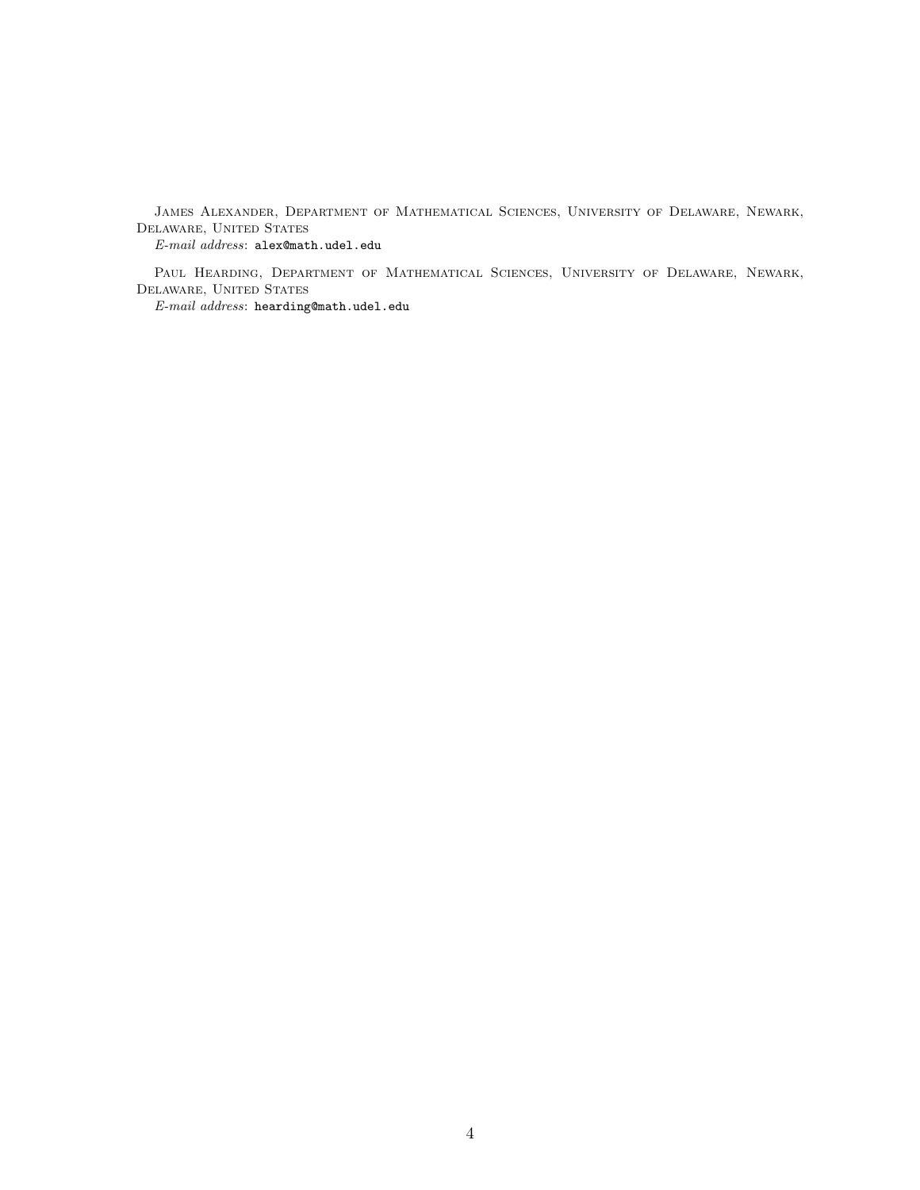James Alexander, Department of Mathematical Sciences, University of Delaware, Newark, Delaware, United States

*E-mail address*: alex@math.udel.edu

Paul Hearding, Department of Mathematical Sciences, University of Delaware, Newark, Delaware, United States

*E-mail address*: hearding@math.udel.edu